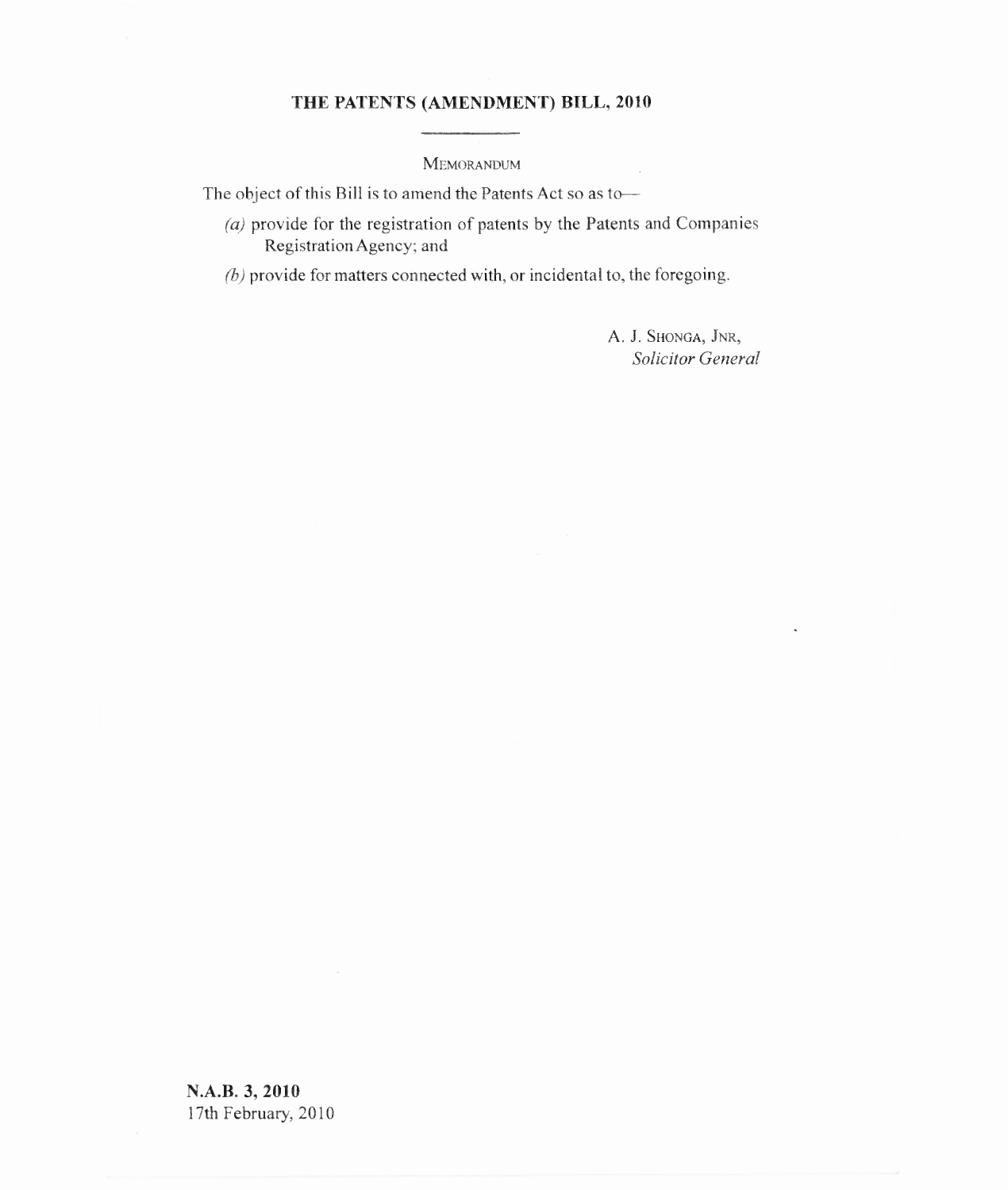# THE PATENTS (AMENDMENT) BILL, 2010

## MEMORANDUM

The object of this Bill is to amend the Patents Act so as to—

*(a)* provide for the registration of patents by the Patents and Companies Registration Agency; and

*(b)* provide for matters connected with, or incidental to, the foregoing.

A. J. SHONGA, JNR,
*Solicitor General*

**N.A.B. 3, 2010**
17th February, 2010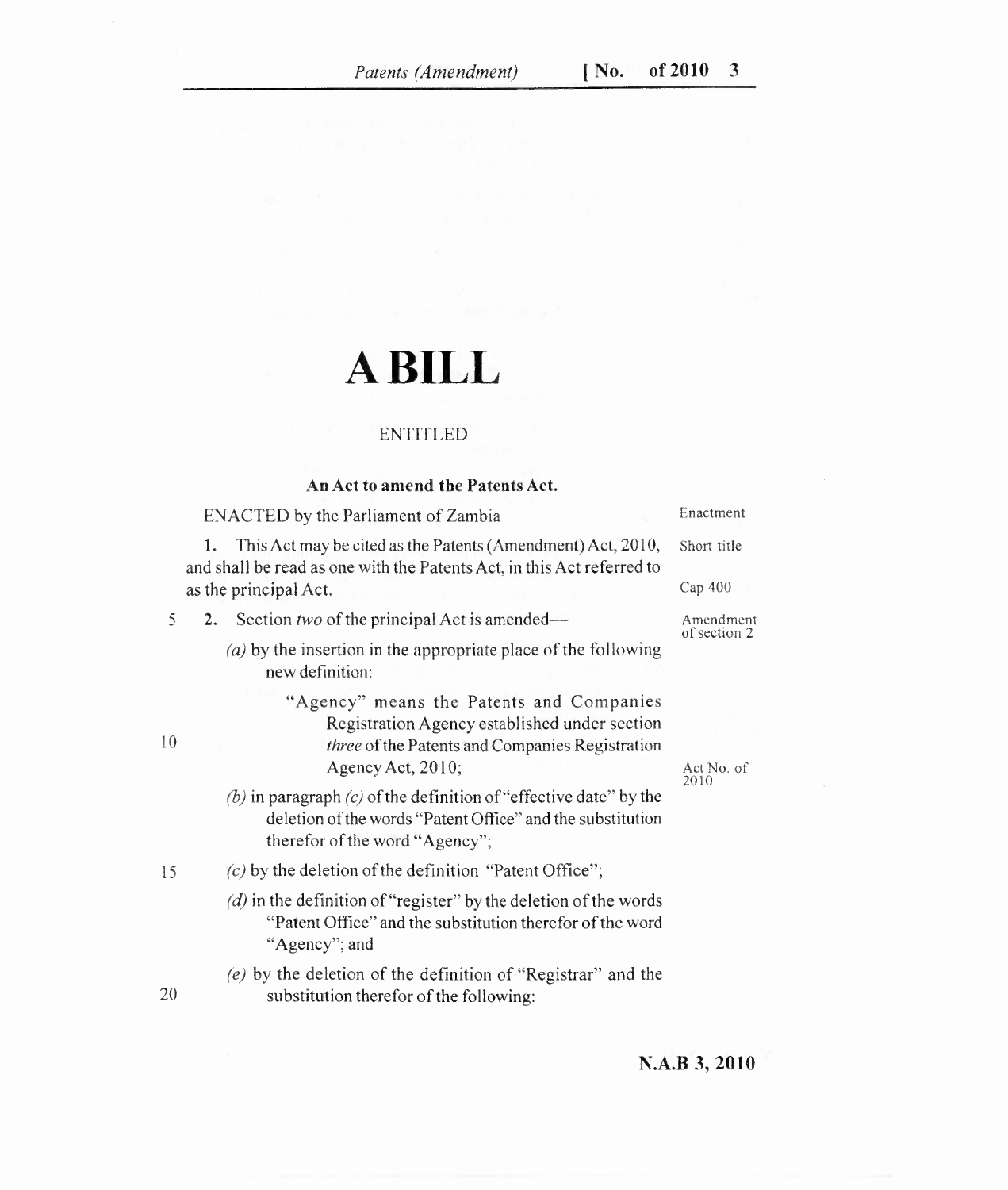# A BILL

ENTITLED

**An Act to amend the Patents Act.**

ENACTED by the Parliament of Zambia — *Enactment*

**1.** This Act may be cited as the Patents (Amendment) Act, 2010, and shall be read as one with the Patents Act, in this Act referred to as the principal Act. — *Short title* — *Cap 400*

**2.** Section *two* of the principal Act is amended— — *Amendment of section 2*

*(a)* by the insertion in the appropriate place of the following new definition:

> "Agency" means the Patents and Companies Registration Agency established under section *three* of the Patents and Companies Registration Agency Act, 2010; — *Act No. of 2010*

*(b)* in paragraph *(c)* of the definition of "effective date" by the deletion of the words "Patent Office" and the substitution therefor of the word "Agency";

*(c)* by the deletion of the definition "Patent Office";

*(d)* in the definition of "register" by the deletion of the words "Patent Office" and the substitution therefor of the word "Agency"; and

*(e)* by the deletion of the definition of "Registrar" and the substitution therefor of the following:

N.A.B 3, 2010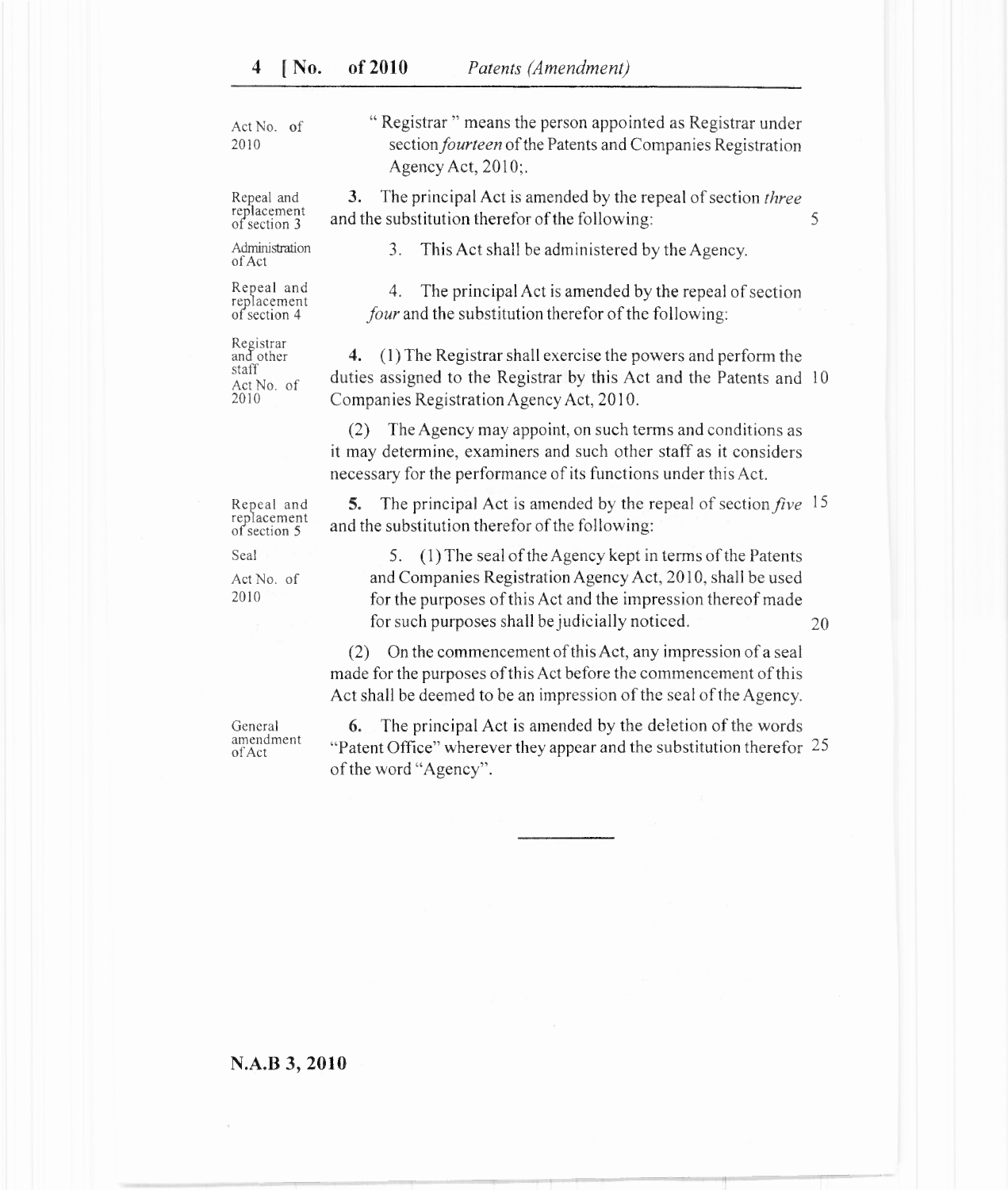Act No. of 2010

" Registrar " means the person appointed as Registrar under section *fourteen* of the Patents and Companies Registration Agency Act, 2010;.

Repeal and replacement of section 3

**3.** The principal Act is amended by the repeal of section *three* and the substitution therefor of the following:

Administration of Act

3. This Act shall be administered by the Agency.

Repeal and replacement of section 4

4. The principal Act is amended by the repeal of section *four* and the substitution therefor of the following:

Registrar and other staff Act No. of 2010

**4.** (1) The Registrar shall exercise the powers and perform the duties assigned to the Registrar by this Act and the Patents and Companies Registration Agency Act, 2010.

(2) The Agency may appoint, on such terms and conditions as it may determine, examiners and such other staff as it considers necessary for the performance of its functions under this Act.

Repeal and replacement of section 5

**5.** The principal Act is amended by the repeal of section *five* and the substitution therefor of the following:

Seal

Act No. of 2010

5. (1) The seal of the Agency kept in terms of the Patents and Companies Registration Agency Act, 2010, shall be used for the purposes of this Act and the impression thereof made for such purposes shall be judicially noticed.

(2) On the commencement of this Act, any impression of a seal made for the purposes of this Act before the commencement of this Act shall be deemed to be an impression of the seal of the Agency.

General amendment of Act

**6.** The principal Act is amended by the deletion of the words "Patent Office" wherever they appear and the substitution therefor of the word "Agency".

**N.A.B 3, 2010**